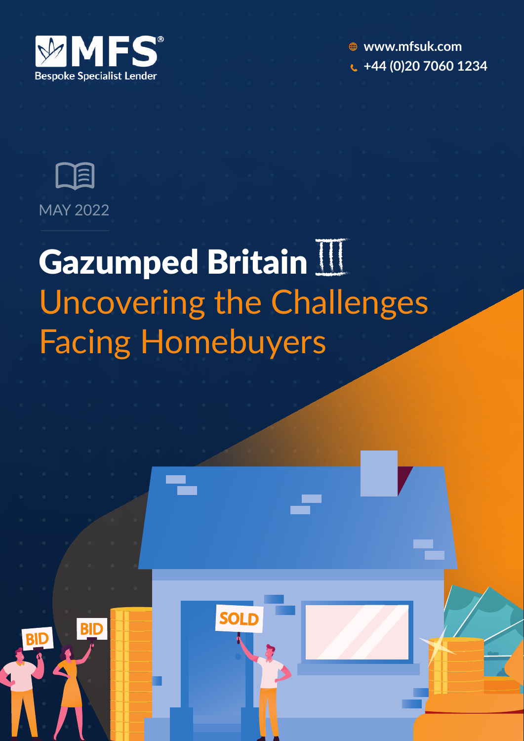MFS®
Bespoke Specialist Lender

www.mfsuk.com
+44 (0)20 7060 1234

MAY 2022

# Gazumped Britain III

## Uncovering the Challenges Facing Homebuyers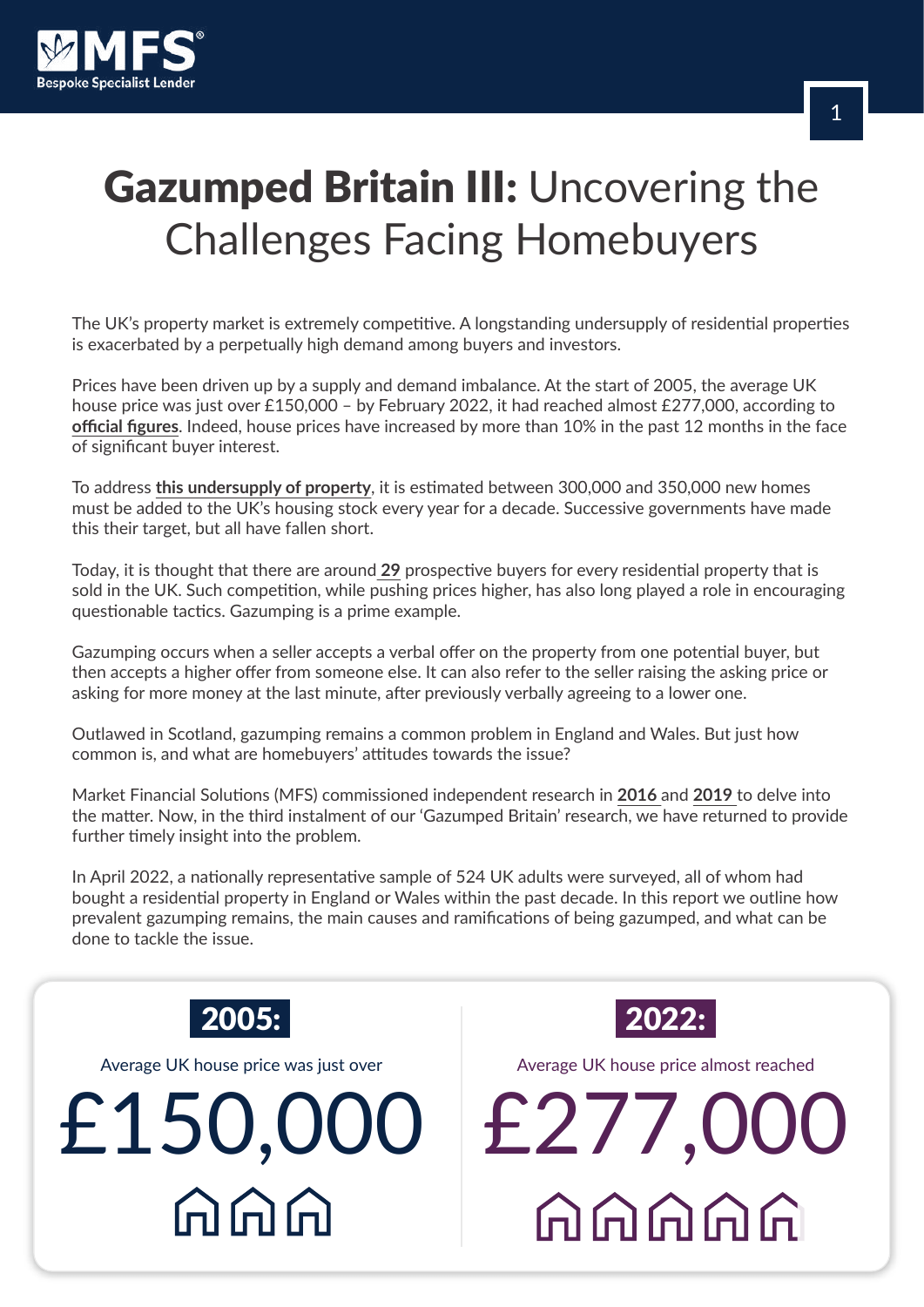# **Gazumped Britain III:** Uncovering the Challenges Facing Homebuyers

The UK's property market is extremely competitive. A longstanding undersupply of residential properties is exacerbated by a perpetually high demand among buyers and investors.

Prices have been driven up by a supply and demand imbalance. At the start of 2005, the average UK house price was just over £150,000 – by February 2022, it had reached almost £277,000, according to **official figures**. Indeed, house prices have increased by more than 10% in the past 12 months in the face of significant buyer interest.

To address **this undersupply of property**, it is estimated between 300,000 and 350,000 new homes must be added to the UK's housing stock every year for a decade. Successive governments have made this their target, but all have fallen short.

Today, it is thought that there are around **29** prospective buyers for every residential property that is sold in the UK. Such competition, while pushing prices higher, has also long played a role in encouraging questionable tactics. Gazumping is a prime example.

Gazumping occurs when a seller accepts a verbal offer on the property from one potential buyer, but then accepts a higher offer from someone else. It can also refer to the seller raising the asking price or asking for more money at the last minute, after previously verbally agreeing to a lower one.

Outlawed in Scotland, gazumping remains a common problem in England and Wales. But just how common is, and what are homebuyers' attitudes towards the issue?

Market Financial Solutions (MFS) commissioned independent research in **2016** and **2019** to delve into the matter. Now, in the third instalment of our 'Gazumped Britain' research, we have returned to provide further timely insight into the problem.

In April 2022, a nationally representative sample of 524 UK adults were surveyed, all of whom had bought a residential property in England or Wales within the past decade. In this report we outline how prevalent gazumping remains, the main causes and ramifications of being gazumped, and what can be done to tackle the issue.

**2005:**

Average UK house price was just over

£150,000

**2022:**

Average UK house price almost reached

£277,000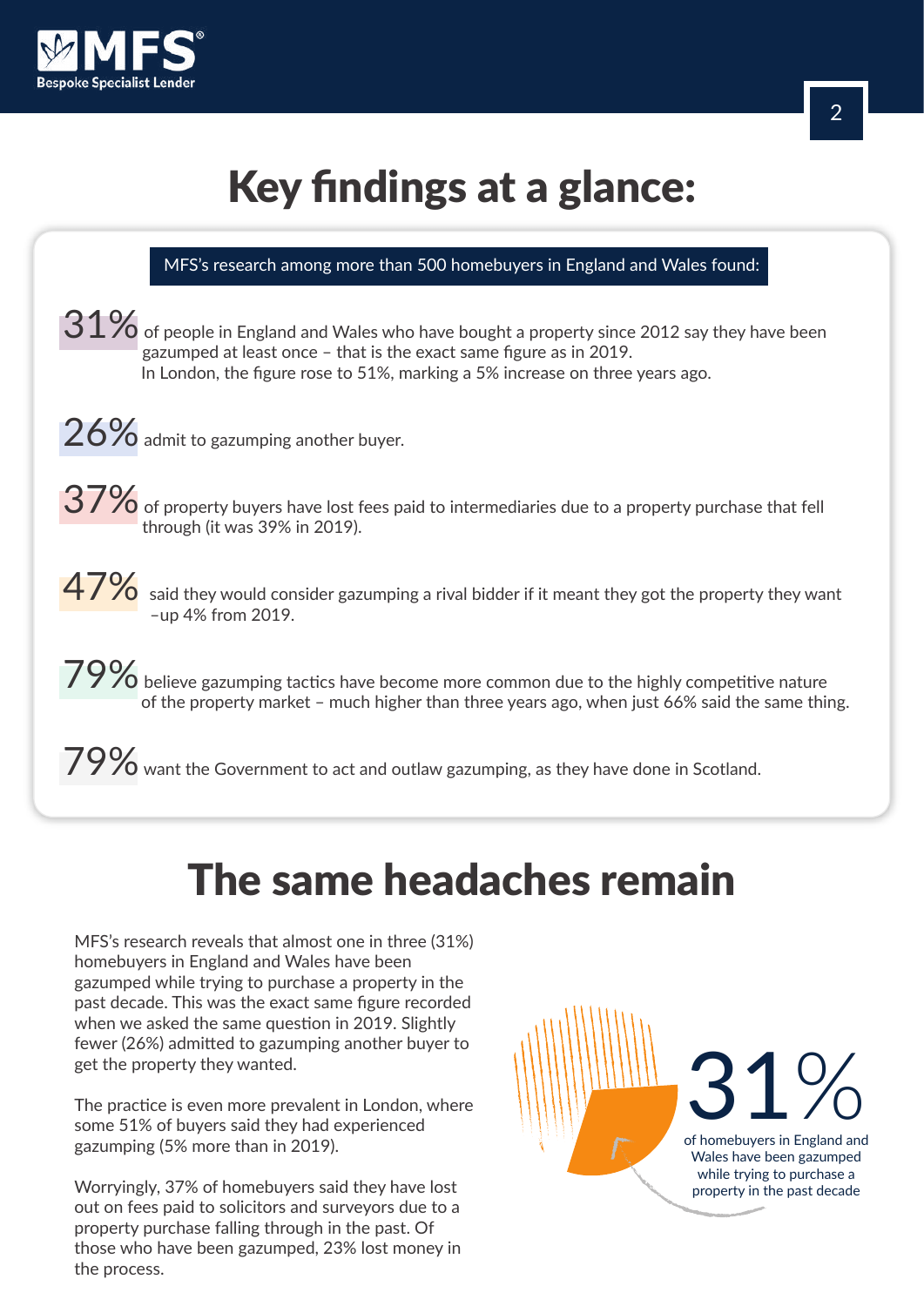# Key findings at a glance:

MFS's research among more than 500 homebuyers in England and Wales found:

**31%** of people in England and Wales who have bought a property since 2012 say they have been gazumped at least once – that is the exact same figure as in 2019. In London, the figure rose to 51%, marking a 5% increase on three years ago.

**26%** admit to gazumping another buyer.

**37%** of property buyers have lost fees paid to intermediaries due to a property purchase that fell through (it was 39% in 2019).

**47%** said they would consider gazumping a rival bidder if it meant they got the property they want –up 4% from 2019.

**79%** believe gazumping tactics have become more common due to the highly competitive nature of the property market – much higher than three years ago, when just 66% said the same thing.

**79%** want the Government to act and outlaw gazumping, as they have done in Scotland.

# The same headaches remain

MFS's research reveals that almost one in three (31%) homebuyers in England and Wales have been gazumped while trying to purchase a property in the past decade. This was the exact same figure recorded when we asked the same question in 2019. Slightly fewer (26%) admitted to gazumping another buyer to get the property they wanted.

The practice is even more prevalent in London, where some 51% of buyers said they had experienced gazumping (5% more than in 2019).

Worryingly, 37% of homebuyers said they have lost out on fees paid to solicitors and surveyors due to a property purchase falling through in the past. Of those who have been gazumped, 23% lost money in the process.

**31%** of homebuyers in England and Wales have been gazumped while trying to purchase a property in the past decade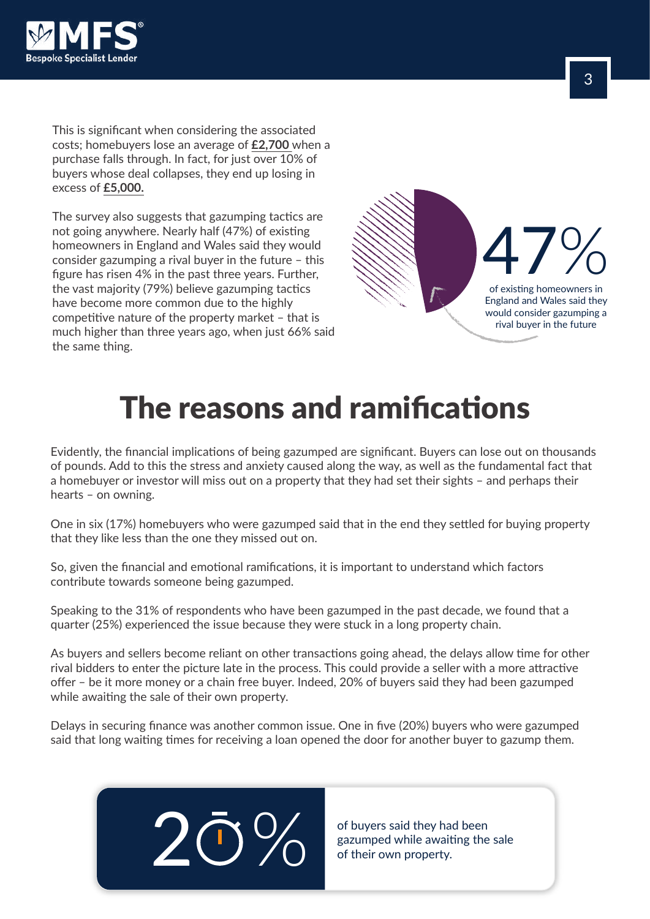This is significant when considering the associated costs; homebuyers lose an average of **£2,700** when a purchase falls through. In fact, for just over 10% of buyers whose deal collapses, they end up losing in excess of **£5,000.**

The survey also suggests that gazumping tactics are not going anywhere. Nearly half (47%) of existing homeowners in England and Wales said they would consider gazumping a rival buyer in the future – this figure has risen 4% in the past three years. Further, the vast majority (79%) believe gazumping tactics have become more common due to the highly competitive nature of the property market – that is much higher than three years ago, when just 66% said the same thing.

47%

of existing homeowners in England and Wales said they would consider gazumping a rival buyer in the future

# The reasons and ramifications

Evidently, the financial implications of being gazumped are significant. Buyers can lose out on thousands of pounds. Add to this the stress and anxiety caused along the way, as well as the fundamental fact that a homebuyer or investor will miss out on a property that they had set their sights – and perhaps their hearts – on owning.

One in six (17%) homebuyers who were gazumped said that in the end they settled for buying property that they like less than the one they missed out on.

So, given the financial and emotional ramifications, it is important to understand which factors contribute towards someone being gazumped.

Speaking to the 31% of respondents who have been gazumped in the past decade, we found that a quarter (25%) experienced the issue because they were stuck in a long property chain.

As buyers and sellers become reliant on other transactions going ahead, the delays allow time for other rival bidders to enter the picture late in the process. This could provide a seller with a more attractive offer – be it more money or a chain free buyer. Indeed, 20% of buyers said they had been gazumped while awaiting the sale of their own property.

Delays in securing finance was another common issue. One in five (20%) buyers who were gazumped said that long waiting times for receiving a loan opened the door for another buyer to gazump them.

20%

of buyers said they had been gazumped while awaiting the sale of their own property.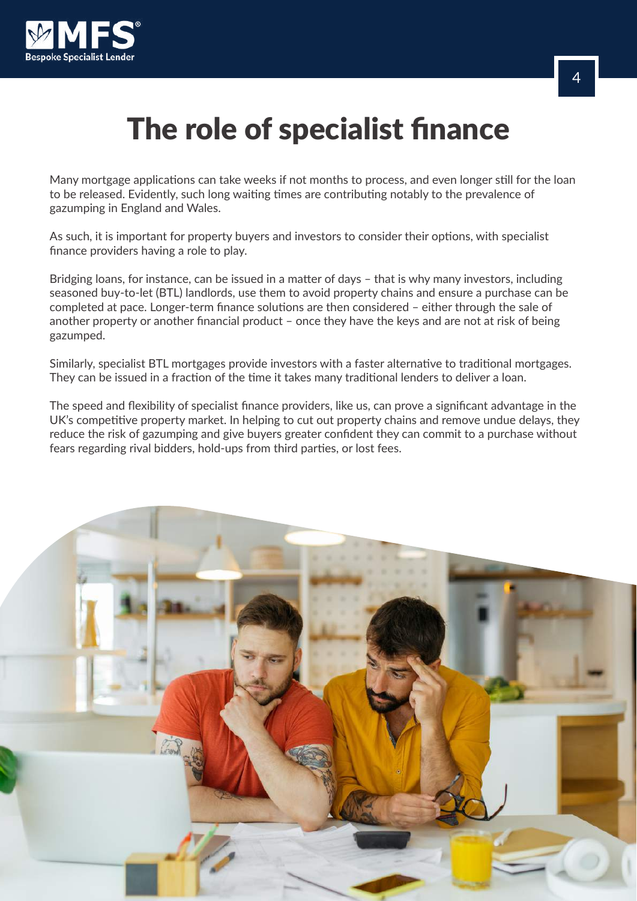# The role of specialist finance

Many mortgage applications can take weeks if not months to process, and even longer still for the loan to be released. Evidently, such long waiting times are contributing notably to the prevalence of gazumping in England and Wales.

As such, it is important for property buyers and investors to consider their options, with specialist finance providers having a role to play.

Bridging loans, for instance, can be issued in a matter of days – that is why many investors, including seasoned buy-to-let (BTL) landlords, use them to avoid property chains and ensure a purchase can be completed at pace. Longer-term finance solutions are then considered – either through the sale of another property or another financial product – once they have the keys and are not at risk of being gazumped.

Similarly, specialist BTL mortgages provide investors with a faster alternative to traditional mortgages. They can be issued in a fraction of the time it takes many traditional lenders to deliver a loan.

The speed and flexibility of specialist finance providers, like us, can prove a significant advantage in the UK's competitive property market. In helping to cut out property chains and remove undue delays, they reduce the risk of gazumping and give buyers greater confident they can commit to a purchase without fears regarding rival bidders, hold-ups from third parties, or lost fees.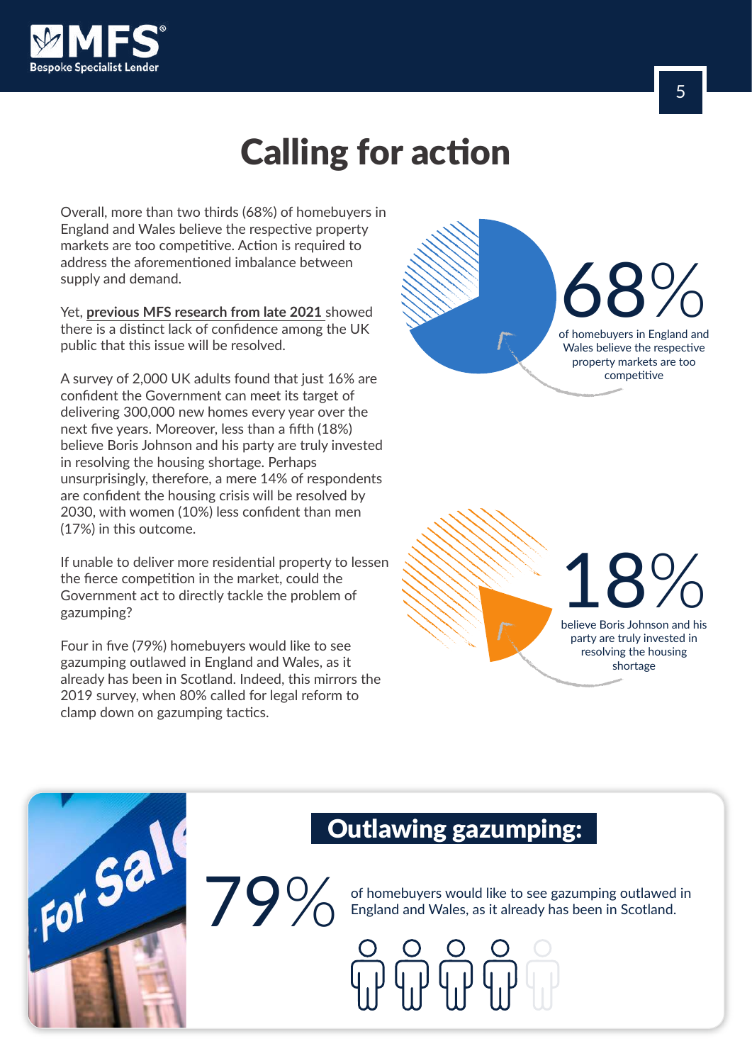# Calling for action

Overall, more than two thirds (68%) of homebuyers in England and Wales believe the respective property markets are too competitive. Action is required to address the aforementioned imbalance between supply and demand.

Yet, **previous MFS research from late 2021** showed there is a distinct lack of confidence among the UK public that this issue will be resolved.

A survey of 2,000 UK adults found that just 16% are confident the Government can meet its target of delivering 300,000 new homes every year over the next five years. Moreover, less than a fifth (18%) believe Boris Johnson and his party are truly invested in resolving the housing shortage. Perhaps unsurprisingly, therefore, a mere 14% of respondents are confident the housing crisis will be resolved by 2030, with women (10%) less confident than men (17%) in this outcome.

If unable to deliver more residential property to lessen the fierce competition in the market, could the Government act to directly tackle the problem of gazumping?

Four in five (79%) homebuyers would like to see gazumping outlawed in England and Wales, as it already has been in Scotland. Indeed, this mirrors the 2019 survey, when 80% called for legal reform to clamp down on gazumping tactics.

**68%** of homebuyers in England and Wales believe the respective property markets are too competitive

**18%** believe Boris Johnson and his party are truly invested in resolving the housing shortage

## Outlawing gazumping:

**79%** of homebuyers would like to see gazumping outlawed in England and Wales, as it already has been in Scotland.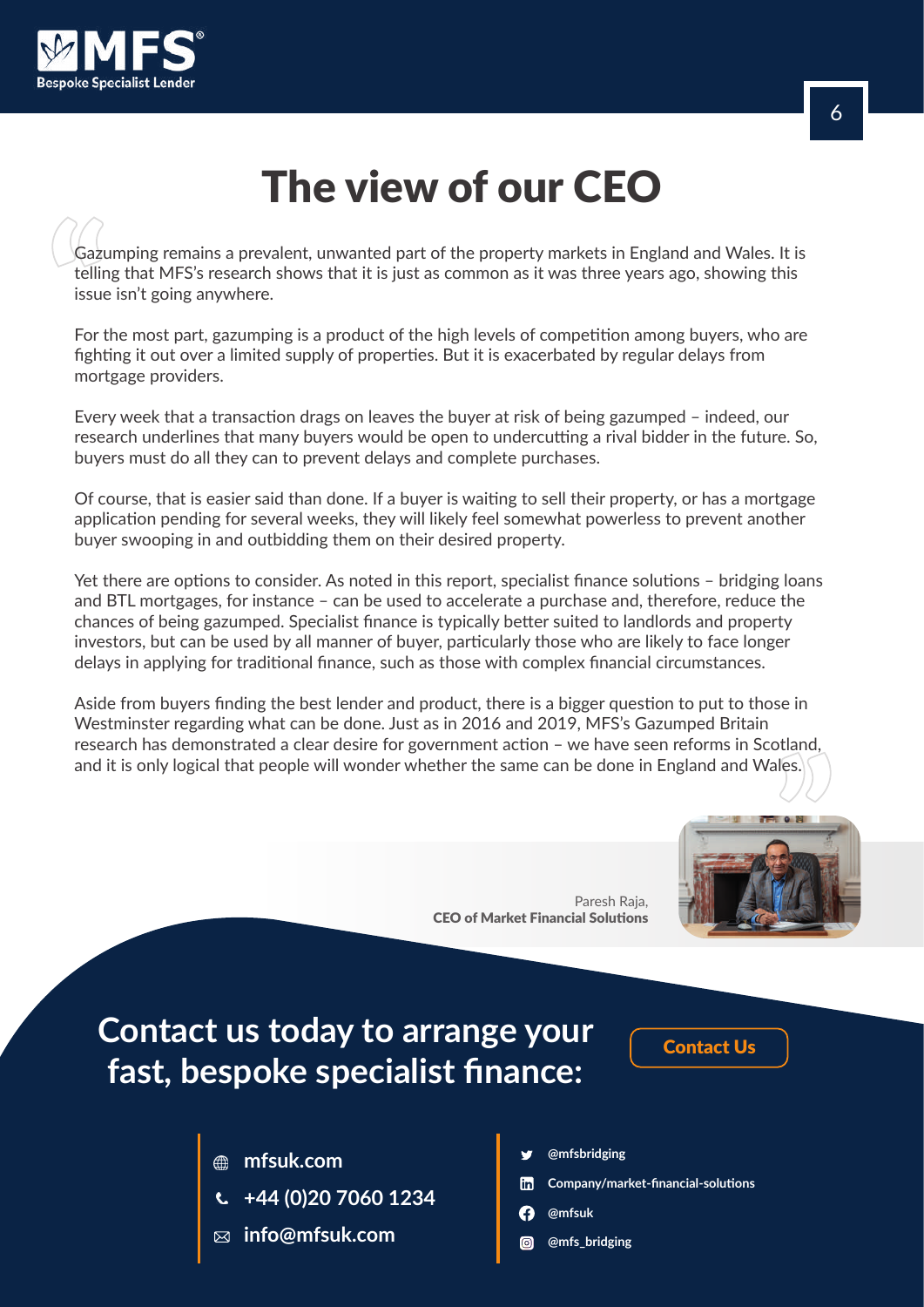# The view of our CEO

Gazumping remains a prevalent, unwanted part of the property markets in England and Wales. It is telling that MFS's research shows that it is just as common as it was three years ago, showing this issue isn't going anywhere.

For the most part, gazumping is a product of the high levels of competition among buyers, who are fighting it out over a limited supply of properties. But it is exacerbated by regular delays from mortgage providers.

Every week that a transaction drags on leaves the buyer at risk of being gazumped – indeed, our research underlines that many buyers would be open to undercutting a rival bidder in the future. So, buyers must do all they can to prevent delays and complete purchases.

Of course, that is easier said than done. If a buyer is waiting to sell their property, or has a mortgage application pending for several weeks, they will likely feel somewhat powerless to prevent another buyer swooping in and outbidding them on their desired property.

Yet there are options to consider. As noted in this report, specialist finance solutions – bridging loans and BTL mortgages, for instance – can be used to accelerate a purchase and, therefore, reduce the chances of being gazumped. Specialist finance is typically better suited to landlords and property investors, but can be used by all manner of buyer, particularly those who are likely to face longer delays in applying for traditional finance, such as those with complex financial circumstances.

Aside from buyers finding the best lender and product, there is a bigger question to put to those in Westminster regarding what can be done. Just as in 2016 and 2019, MFS's Gazumped Britain research has demonstrated a clear desire for government action – we have seen reforms in Scotland, and it is only logical that people will wonder whether the same can be done in England and Wales.

Paresh Raja,
**CEO of Market Financial Solutions**

## Contact us today to arrange your fast, bespoke specialist finance:

**Contact Us**

- **mfsuk.com**
- **+44 (0)20 7060 1234**
- **info@mfsuk.com**

- **@mfsbridging**
- **Company/market-financial-solutions**
- **@mfsuk**
- **@mfs_bridging**